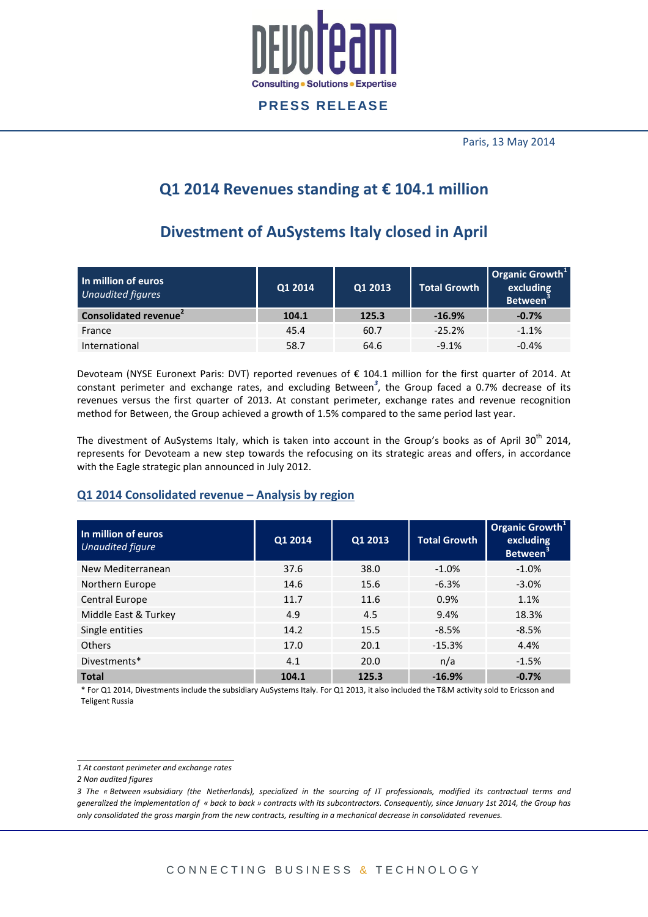DEVOTEAM
Consulting • Solutions • Expertise

**PRESS RELEASE**

Paris, 13 May 2014

# Q1 2014 Revenues standing at € 104.1 million

# Divestment of AuSystems Italy closed in April

| In million of euros *Unaudited figures* | Q1 2014 | Q1 2013 | Total Growth | Organic Growth[1] excluding Between[3] |
|---|---|---|---|---|
| **Consolidated revenue[2]** | **104.1** | **125.3** | **-16.9%** | **-0.7%** |
| France | 45.4 | 60.7 | -25.2% | -1.1% |
| International | 58.7 | 64.6 | -9.1% | -0.4% |

Devoteam (NYSE Euronext Paris: DVT) reported revenues of € 104.1 million for the first quarter of 2014. At constant perimeter and exchange rates, and excluding Between[3], the Group faced a 0.7% decrease of its revenues versus the first quarter of 2013. At constant perimeter, exchange rates and revenue recognition method for Between, the Group achieved a growth of 1.5% compared to the same period last year.

The divestment of AuSystems Italy, which is taken into account in the Group's books as of April 30th 2014, represents for Devoteam a new step towards the refocusing on its strategic areas and offers, in accordance with the Eagle strategic plan announced in July 2012.

## Q1 2014 Consolidated revenue – Analysis by region

| In million of euros *Unaudited figure* | Q1 2014 | Q1 2013 | Total Growth | Organic Growth[1] excluding Between[3] |
|---|---|---|---|---|
| New Mediterranean | 37.6 | 38.0 | -1.0% | -1.0% |
| Northern Europe | 14.6 | 15.6 | -6.3% | -3.0% |
| Central Europe | 11.7 | 11.6 | 0.9% | 1.1% |
| Middle East & Turkey | 4.9 | 4.5 | 9.4% | 18.3% |
| Single entities | 14.2 | 15.5 | -8.5% | -8.5% |
| Others | 17.0 | 20.1 | -15.3% | 4.4% |
| Divestments* | 4.1 | 20.0 | n/a | -1.5% |
| **Total** | **104.1** | **125.3** | **-16.9%** | **-0.7%** |

\* For Q1 2014, Divestments include the subsidiary AuSystems Italy. For Q1 2013, it also included the T&M activity sold to Ericsson and Teligent Russia

*1 At constant perimeter and exchange rates*

*2 Non audited figures*

*3 The « Between »subsidiary (the Netherlands), specialized in the sourcing of IT professionals, modified its contractual terms and generalized the implementation of « back to back » contracts with its subcontractors. Consequently, since January 1st 2014, the Group has only consolidated the gross margin from the new contracts, resulting in a mechanical decrease in consolidated revenues.*

CONNECTING BUSINESS & TECHNOLOGY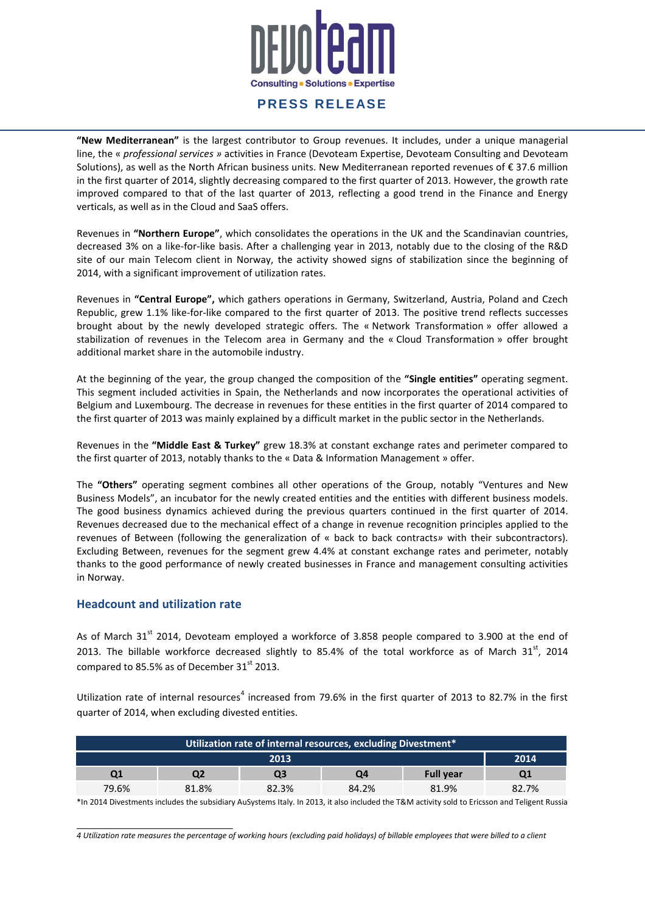**"New Mediterranean"** is the largest contributor to Group revenues. It includes, under a unique managerial line, the « *professional services »* activities in France (Devoteam Expertise, Devoteam Consulting and Devoteam Solutions), as well as the North African business units. New Mediterranean reported revenues of € 37.6 million in the first quarter of 2014, slightly decreasing compared to the first quarter of 2013. However, the growth rate improved compared to that of the last quarter of 2013, reflecting a good trend in the Finance and Energy verticals, as well as in the Cloud and SaaS offers.

Revenues in **"Northern Europe"**, which consolidates the operations in the UK and the Scandinavian countries, decreased 3% on a like-for-like basis. After a challenging year in 2013, notably due to the closing of the R&D site of our main Telecom client in Norway, the activity showed signs of stabilization since the beginning of 2014, with a significant improvement of utilization rates.

Revenues in **"Central Europe",** which gathers operations in Germany, Switzerland, Austria, Poland and Czech Republic, grew 1.1% like-for-like compared to the first quarter of 2013. The positive trend reflects successes brought about by the newly developed strategic offers. The « Network Transformation » offer allowed a stabilization of revenues in the Telecom area in Germany and the « Cloud Transformation » offer brought additional market share in the automobile industry.

At the beginning of the year, the group changed the composition of the **"Single entities"** operating segment. This segment included activities in Spain, the Netherlands and now incorporates the operational activities of Belgium and Luxembourg. The decrease in revenues for these entities in the first quarter of 2014 compared to the first quarter of 2013 was mainly explained by a difficult market in the public sector in the Netherlands.

Revenues in the **"Middle East & Turkey"** grew 18.3% at constant exchange rates and perimeter compared to the first quarter of 2013, notably thanks to the « Data & Information Management » offer.

The **"Others"** operating segment combines all other operations of the Group, notably "Ventures and New Business Models", an incubator for the newly created entities and the entities with different business models. The good business dynamics achieved during the previous quarters continued in the first quarter of 2014. Revenues decreased due to the mechanical effect of a change in revenue recognition principles applied to the revenues of Between (following the generalization of « back to back contracts» with their subcontractors). Excluding Between, revenues for the segment grew 4.4% at constant exchange rates and perimeter, notably thanks to the good performance of newly created businesses in France and management consulting activities in Norway.

## Headcount and utilization rate

As of March 31st 2014, Devoteam employed a workforce of 3.858 people compared to 3.900 at the end of 2013. The billable workforce decreased slightly to 85.4% of the total workforce as of March 31st, 2014 compared to 85.5% as of December 31st 2013.

Utilization rate of internal resources[4] increased from 79.6% in the first quarter of 2013 to 82.7% in the first quarter of 2014, when excluding divested entities.

| Utilization rate of internal resources, excluding Divestment* | | | | | |
|---|---|---|---|---|---|
| 2013 | | | | | 2014 |
| Q1 | Q2 | Q3 | Q4 | Full year | Q1 |
| 79.6% | 81.8% | 82.3% | 84.2% | 81.9% | 82.7% |

*In 2014 Divestments includes the subsidiary AuSystems Italy. In 2013, it also included the T&M activity sold to Ericsson and Teligent Russia

*4 Utilization rate measures the percentage of working hours (excluding paid holidays) of billable employees that were billed to a client*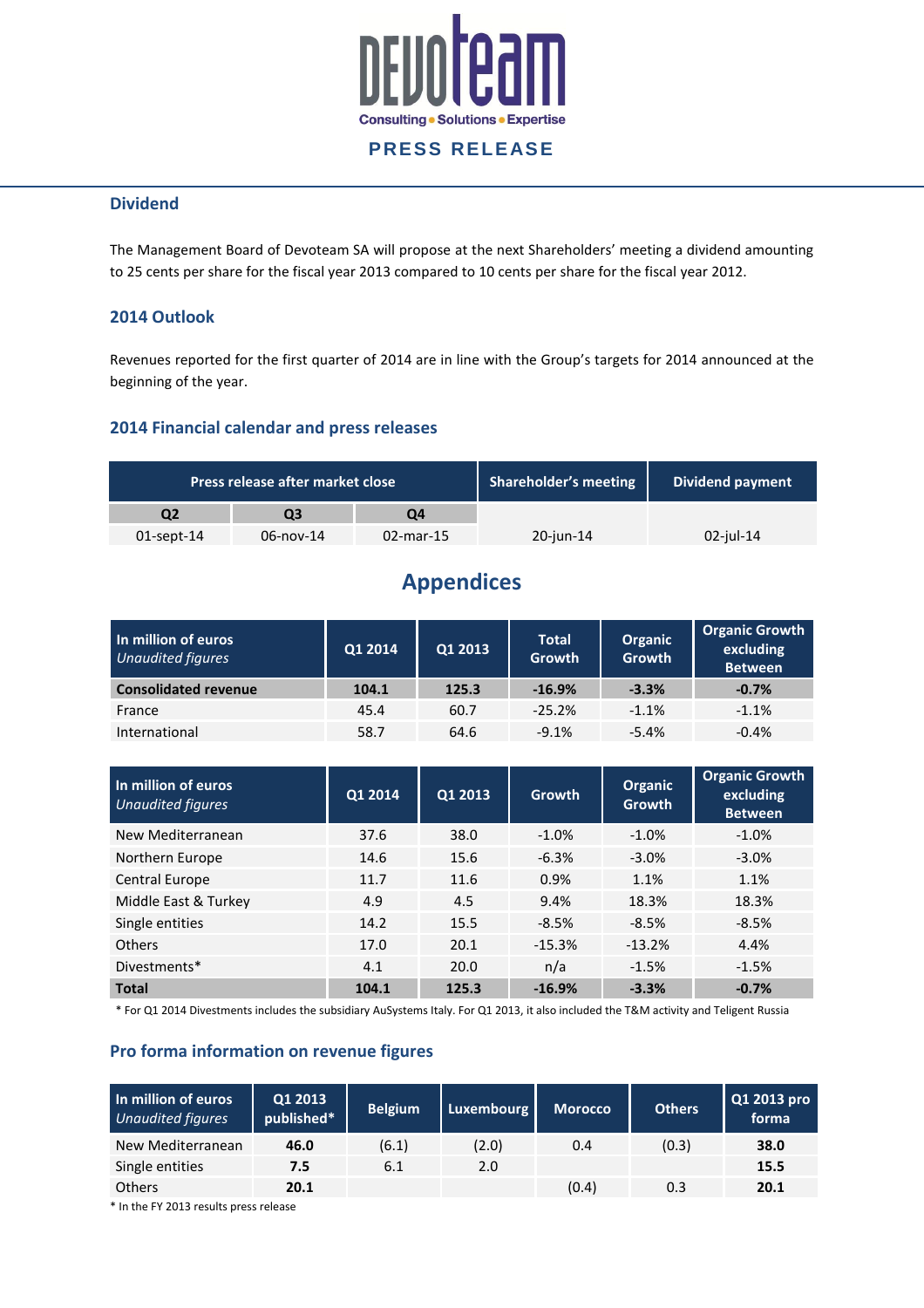## Dividend

The Management Board of Devoteam SA will propose at the next Shareholders' meeting a dividend amounting to 25 cents per share for the fiscal year 2013 compared to 10 cents per share for the fiscal year 2012.

## 2014 Outlook

Revenues reported for the first quarter of 2014 are in line with the Group's targets for 2014 announced at the beginning of the year.

## 2014 Financial calendar and press releases

| Press release after market close | | | Shareholder's meeting | Dividend payment |
|---|---|---|---|---|
| Q2 | Q3 | Q4 | | |
| 01-sept-14 | 06-nov-14 | 02-mar-15 | 20-jun-14 | 02-jul-14 |

# Appendices

| In million of euros *Unaudited figures* | Q1 2014 | Q1 2013 | Total Growth | Organic Growth | Organic Growth excluding Between |
|---|---|---|---|---|---|
| **Consolidated revenue** | **104.1** | **125.3** | **-16.9%** | **-3.3%** | **-0.7%** |
| France | 45.4 | 60.7 | -25.2% | -1.1% | -1.1% |
| International | 58.7 | 64.6 | -9.1% | -5.4% | -0.4% |

| In million of euros *Unaudited figures* | Q1 2014 | Q1 2013 | Growth | Organic Growth | Organic Growth excluding Between |
|---|---|---|---|---|---|
| New Mediterranean | 37.6 | 38.0 | -1.0% | -1.0% | -1.0% |
| Northern Europe | 14.6 | 15.6 | -6.3% | -3.0% | -3.0% |
| Central Europe | 11.7 | 11.6 | 0.9% | 1.1% | 1.1% |
| Middle East & Turkey | 4.9 | 4.5 | 9.4% | 18.3% | 18.3% |
| Single entities | 14.2 | 15.5 | -8.5% | -8.5% | -8.5% |
| Others | 17.0 | 20.1 | -15.3% | -13.2% | 4.4% |
| Divestments* | 4.1 | 20.0 | n/a | -1.5% | -1.5% |
| **Total** | **104.1** | **125.3** | **-16.9%** | **-3.3%** | **-0.7%** |

* For Q1 2014 Divestments includes the subsidiary AuSystems Italy. For Q1 2013, it also included the T&M activity and Teligent Russia

## Pro forma information on revenue figures

| In million of euros *Unaudited figures* | Q1 2013 published* | Belgium | Luxembourg | Morocco | Others | Q1 2013 pro forma |
|---|---|---|---|---|---|---|
| New Mediterranean | **46.0** | (6.1) | (2.0) | 0.4 | (0.3) | **38.0** |
| Single entities | **7.5** | 6.1 | 2.0 | | | **15.5** |
| Others | **20.1** | | | (0.4) | 0.3 | **20.1** |

* In the FY 2013 results press release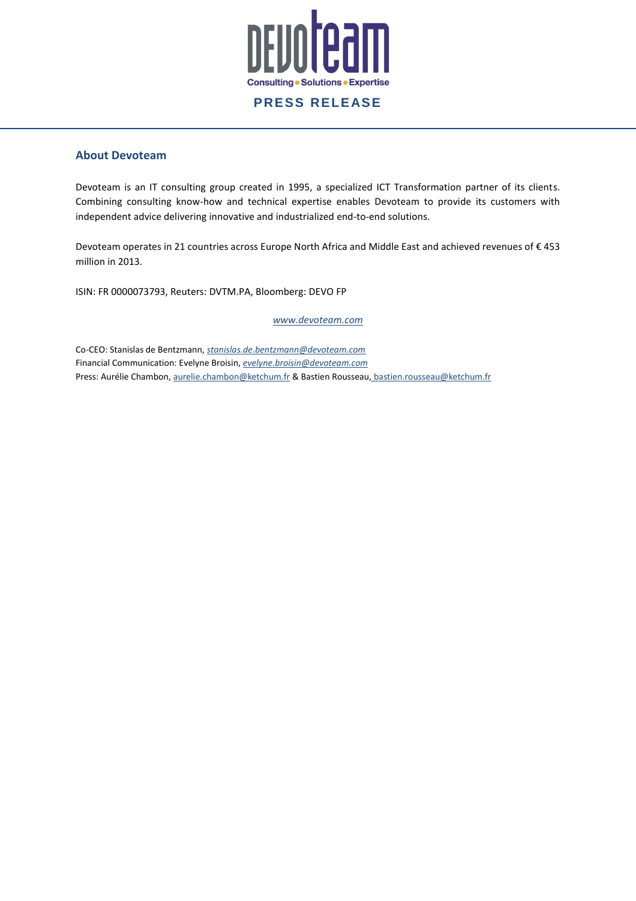## About Devoteam

Devoteam is an IT consulting group created in 1995, a specialized ICT Transformation partner of its clients. Combining consulting know-how and technical expertise enables Devoteam to provide its customers with independent advice delivering innovative and industrialized end-to-end solutions.

Devoteam operates in 21 countries across Europe North Africa and Middle East and achieved revenues of € 453 million in 2013.

ISIN: FR 0000073793, Reuters: DVTM.PA, Bloomberg: DEVO FP

*www.devoteam.com*

Co-CEO: Stanislas de Bentzmann, *stanislas.de.bentzmann@devoteam.com*
Financial Communication: Evelyne Broisin, *evelyne.broisin@devoteam.com*
Press: Aurélie Chambon, aurelie.chambon@ketchum.fr & Bastien Rousseau, bastien.rousseau@ketchum.fr